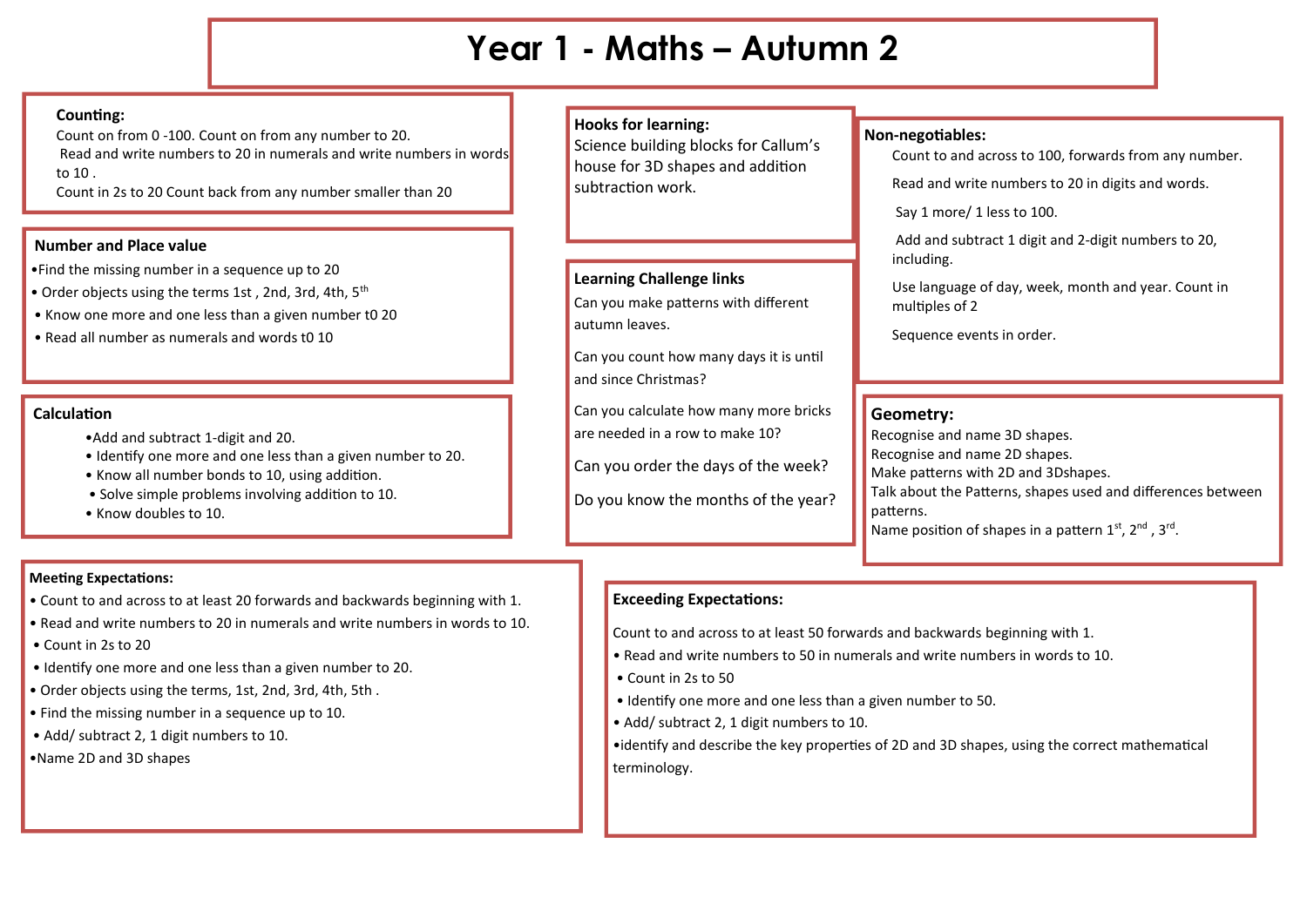# Year 1 - Maths – Autumn 2

### Counting:

Count on from 0 -100. Count on from any number to 20.
Read and write numbers to 20 in numerals and write numbers in words to 10 .
Count in 2s to 20 Count back from any number smaller than 20

### Number and Place value

- Find the missing number in a sequence up to 20
- Order objects using the terms 1st , 2nd, 3rd, 4th, 5th
- Know one more and one less than a given number t0 20
- Read all number as numerals and words t0 10

### Calculation

- Add and subtract 1-digit and 20.
- Identify one more and one less than a given number to 20.
- Know all number bonds to 10, using addition.
- Solve simple problems involving addition to 10.
- Know doubles to 10.

### Hooks for learning:

Science building blocks for Callum's house for 3D shapes and addition subtraction work.

### Learning Challenge links

Can you make patterns with different autumn leaves.

Can you count how many days it is until and since Christmas?

Can you calculate how many more bricks are needed in a row to make 10?

Can you order the days of the week?

Do you know the months of the year?

### Non-negotiables:

Count to and across to 100, forwards from any number.

Read and write numbers to 20 in digits and words.

Say 1 more/ 1 less to 100.

Add and subtract 1 digit and 2-digit numbers to 20, including.

Use language of day, week, month and year. Count in multiples of 2

Sequence events in order.

### Geometry:

Recognise and name 3D shapes.
Recognise and name 2D shapes.
Make patterns with 2D and 3Dshapes.
Talk about the Patterns, shapes used and differences between patterns.
Name position of shapes in a pattern 1st, 2nd , 3rd.

### Meeting Expectations:

- Count to and across to at least 20 forwards and backwards beginning with 1.
- Read and write numbers to 20 in numerals and write numbers in words to 10.
- Count in 2s to 20
- Identify one more and one less than a given number to 20.
- Order objects using the terms, 1st, 2nd, 3rd, 4th, 5th .
- Find the missing number in a sequence up to 10.
- Add/ subtract 2, 1 digit numbers to 10.
- Name 2D and 3D shapes

### Exceeding Expectations:

Count to and across to at least 50 forwards and backwards beginning with 1.

- Read and write numbers to 50 in numerals and write numbers in words to 10.
- Count in 2s to 50
- Identify one more and one less than a given number to 50.
- Add/ subtract 2, 1 digit numbers to 10.
- identify and describe the key properties of 2D and 3D shapes, using the correct mathematical terminology.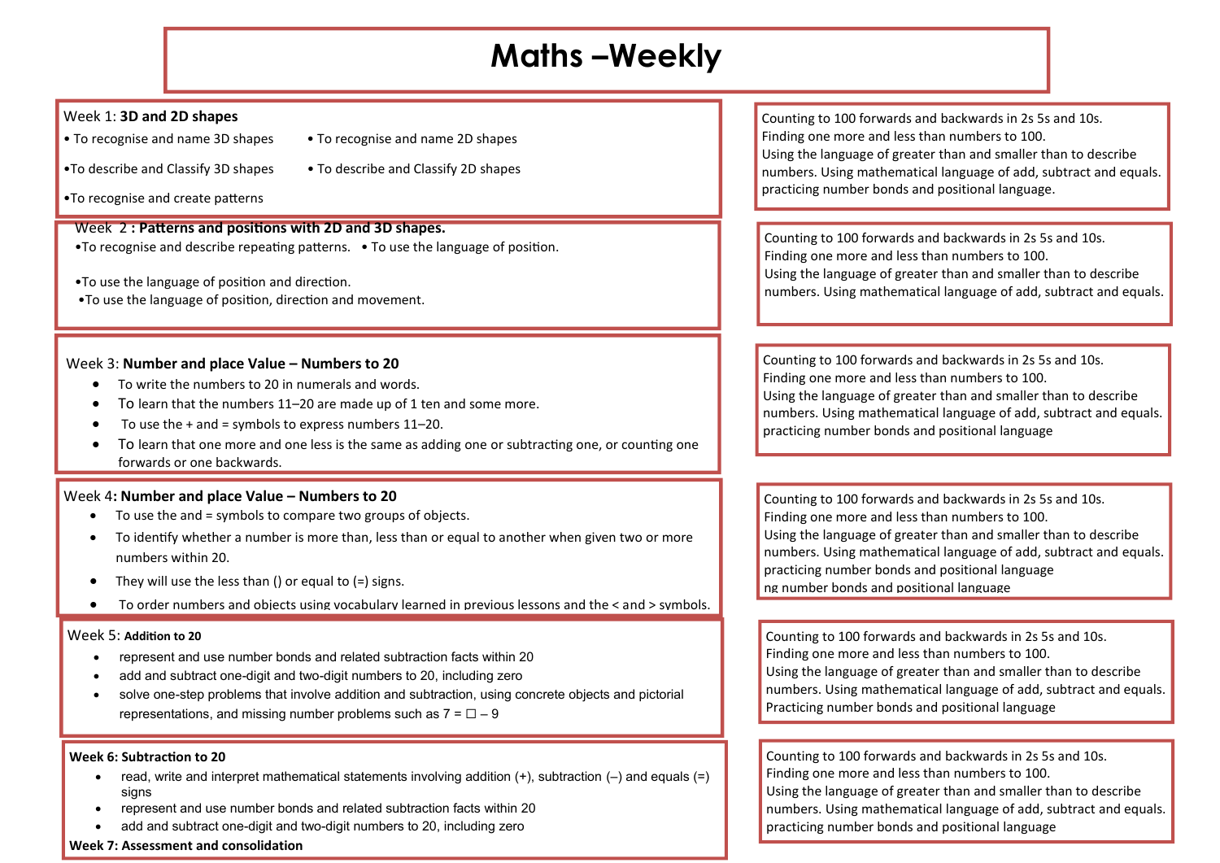# Maths –Weekly

Week 1: **3D and 2D shapes**

- To recognise and name 3D shapes
- To recognise and name 2D shapes
- To describe and Classify 3D shapes
- To describe and Classify 2D shapes
- To recognise and create patterns

Counting to 100 forwards and backwards in 2s 5s and 10s.
Finding one more and less than numbers to 100.
Using the language of greater than and smaller than to describe numbers. Using mathematical language of add, subtract and equals. practicing number bonds and positional language.

Week 2 **: Patterns and positions with 2D and 3D shapes.**

- To recognise and describe repeating patterns.
- To use the language of position.
- To use the language of position and direction.
- To use the language of position, direction and movement.

Counting to 100 forwards and backwards in 2s 5s and 10s.
Finding one more and less than numbers to 100.
Using the language of greater than and smaller than to describe numbers. Using mathematical language of add, subtract and equals.

Week 3: **Number and place Value – Numbers to 20**

- To write the numbers to 20 in numerals and words.
- To learn that the numbers 11–20 are made up of 1 ten and some more.
- To use the + and = symbols to express numbers 11–20.
- To learn that one more and one less is the same as adding one or subtracting one, or counting one forwards or one backwards.

Counting to 100 forwards and backwards in 2s 5s and 10s.
Finding one more and less than numbers to 100.
Using the language of greater than and smaller than to describe numbers. Using mathematical language of add, subtract and equals. practicing number bonds and positional language

Week 4**: Number and place Value – Numbers to 20**

- To use the and = symbols to compare two groups of objects.
- To identify whether a number is more than, less than or equal to another when given two or more numbers within 20.
- They will use the less than () or equal to (=) signs.
- To order numbers and objects using vocabulary learned in previous lessons and the < and > symbols.

Counting to 100 forwards and backwards in 2s 5s and 10s.
Finding one more and less than numbers to 100.
Using the language of greater than and smaller than to describe numbers. Using mathematical language of add, subtract and equals. practicing number bonds and positional language
ng number bonds and positional language

Week 5: **Addition to 20**

- represent and use number bonds and related subtraction facts within 20
- add and subtract one-digit and two-digit numbers to 20, including zero
- solve one-step problems that involve addition and subtraction, using concrete objects and pictorial representations, and missing number problems such as 7 = ☐ – 9

Counting to 100 forwards and backwards in 2s 5s and 10s.
Finding one more and less than numbers to 100.
Using the language of greater than and smaller than to describe numbers. Using mathematical language of add, subtract and equals. Practicing number bonds and positional language

**Week 6: Subtraction to 20**

- read, write and interpret mathematical statements involving addition (+), subtraction (–) and equals (=) signs
- represent and use number bonds and related subtraction facts within 20
- add and subtract one-digit and two-digit numbers to 20, including zero

**Week 7: Assessment and consolidation**

Counting to 100 forwards and backwards in 2s 5s and 10s.
Finding one more and less than numbers to 100.
Using the language of greater than and smaller than to describe numbers. Using mathematical language of add, subtract and equals. practicing number bonds and positional language